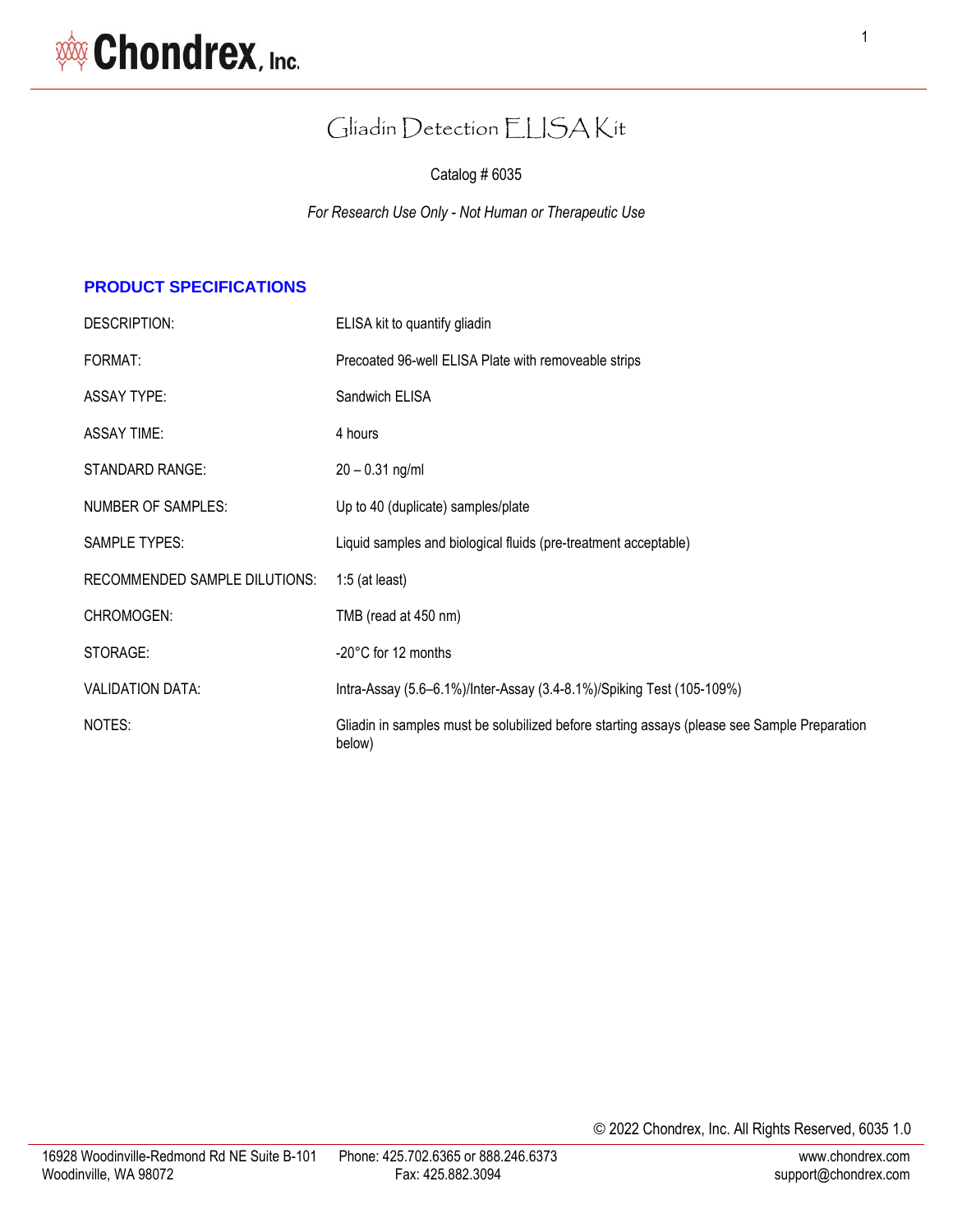# Gliadin Detection ELISA Kit

Catalog # 6035

*For Research Use Only - Not Human or Therapeutic Use*

## PRODUCT SPECIFICATIONS

| | |
|---|---|
| DESCRIPTION: | ELISA kit to quantify gliadin |
| FORMAT: | Precoated 96-well ELISA Plate with removeable strips |
| ASSAY TYPE: | Sandwich ELISA |
| ASSAY TIME: | 4 hours |
| STANDARD RANGE: | 20 – 0.31 ng/ml |
| NUMBER OF SAMPLES: | Up to 40 (duplicate) samples/plate |
| SAMPLE TYPES: | Liquid samples and biological fluids (pre-treatment acceptable) |
| RECOMMENDED SAMPLE DILUTIONS: | 1:5 (at least) |
| CHROMOGEN: | TMB (read at 450 nm) |
| STORAGE: | -20°C for 12 months |
| VALIDATION DATA: | Intra-Assay (5.6–6.1%)/Inter-Assay (3.4-8.1%)/Spiking Test (105-109%) |
| NOTES: | Gliadin in samples must be solubilized before starting assays (please see Sample Preparation below) |

© 2022 Chondrex, Inc. All Rights Reserved, 6035 1.0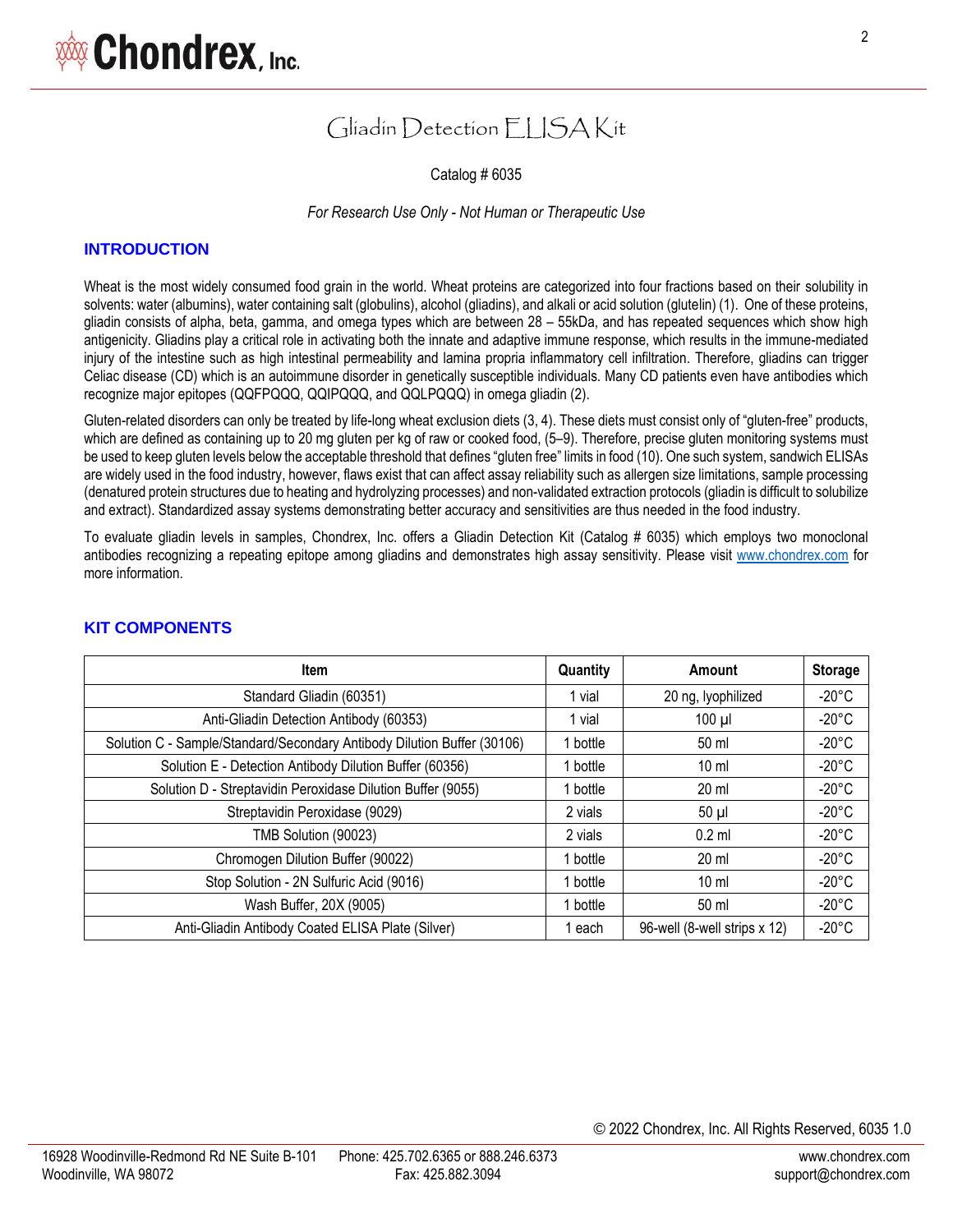# Gliadin Detection ELISA Kit

Catalog # 6035

*For Research Use Only - Not Human or Therapeutic Use*

## INTRODUCTION

Wheat is the most widely consumed food grain in the world. Wheat proteins are categorized into four fractions based on their solubility in solvents: water (albumins), water containing salt (globulins), alcohol (gliadins), and alkali or acid solution (glutelin) (1). One of these proteins, gliadin consists of alpha, beta, gamma, and omega types which are between 28 – 55kDa, and has repeated sequences which show high antigenicity. Gliadins play a critical role in activating both the innate and adaptive immune response, which results in the immune-mediated injury of the intestine such as high intestinal permeability and lamina propria inflammatory cell infiltration. Therefore, gliadins can trigger Celiac disease (CD) which is an autoimmune disorder in genetically susceptible individuals. Many CD patients even have antibodies which recognize major epitopes (QQFPQQQ, QQIPQQQ, and QQLPQQQ) in omega gliadin (2).

Gluten-related disorders can only be treated by life-long wheat exclusion diets (3, 4). These diets must consist only of "gluten-free" products, which are defined as containing up to 20 mg gluten per kg of raw or cooked food, (5–9). Therefore, precise gluten monitoring systems must be used to keep gluten levels below the acceptable threshold that defines "gluten free" limits in food (10). One such system, sandwich ELISAs are widely used in the food industry, however, flaws exist that can affect assay reliability such as allergen size limitations, sample processing (denatured protein structures due to heating and hydrolyzing processes) and non-validated extraction protocols (gliadin is difficult to solubilize and extract). Standardized assay systems demonstrating better accuracy and sensitivities are thus needed in the food industry.

To evaluate gliadin levels in samples, Chondrex, Inc. offers a Gliadin Detection Kit (Catalog # 6035) which employs two monoclonal antibodies recognizing a repeating epitope among gliadins and demonstrates high assay sensitivity. Please visit www.chondrex.com for more information.

## KIT COMPONENTS

| Item | Quantity | Amount | Storage |
|---|---|---|---|
| Standard Gliadin (60351) | 1 vial | 20 ng, lyophilized | -20°C |
| Anti-Gliadin Detection Antibody (60353) | 1 vial | 100 µl | -20°C |
| Solution C - Sample/Standard/Secondary Antibody Dilution Buffer (30106) | 1 bottle | 50 ml | -20°C |
| Solution E - Detection Antibody Dilution Buffer (60356) | 1 bottle | 10 ml | -20°C |
| Solution D - Streptavidin Peroxidase Dilution Buffer (9055) | 1 bottle | 20 ml | -20°C |
| Streptavidin Peroxidase (9029) | 2 vials | 50 µl | -20°C |
| TMB Solution (90023) | 2 vials | 0.2 ml | -20°C |
| Chromogen Dilution Buffer (90022) | 1 bottle | 20 ml | -20°C |
| Stop Solution - 2N Sulfuric Acid (9016) | 1 bottle | 10 ml | -20°C |
| Wash Buffer, 20X (9005) | 1 bottle | 50 ml | -20°C |
| Anti-Gliadin Antibody Coated ELISA Plate (Silver) | 1 each | 96-well (8-well strips x 12) | -20°C |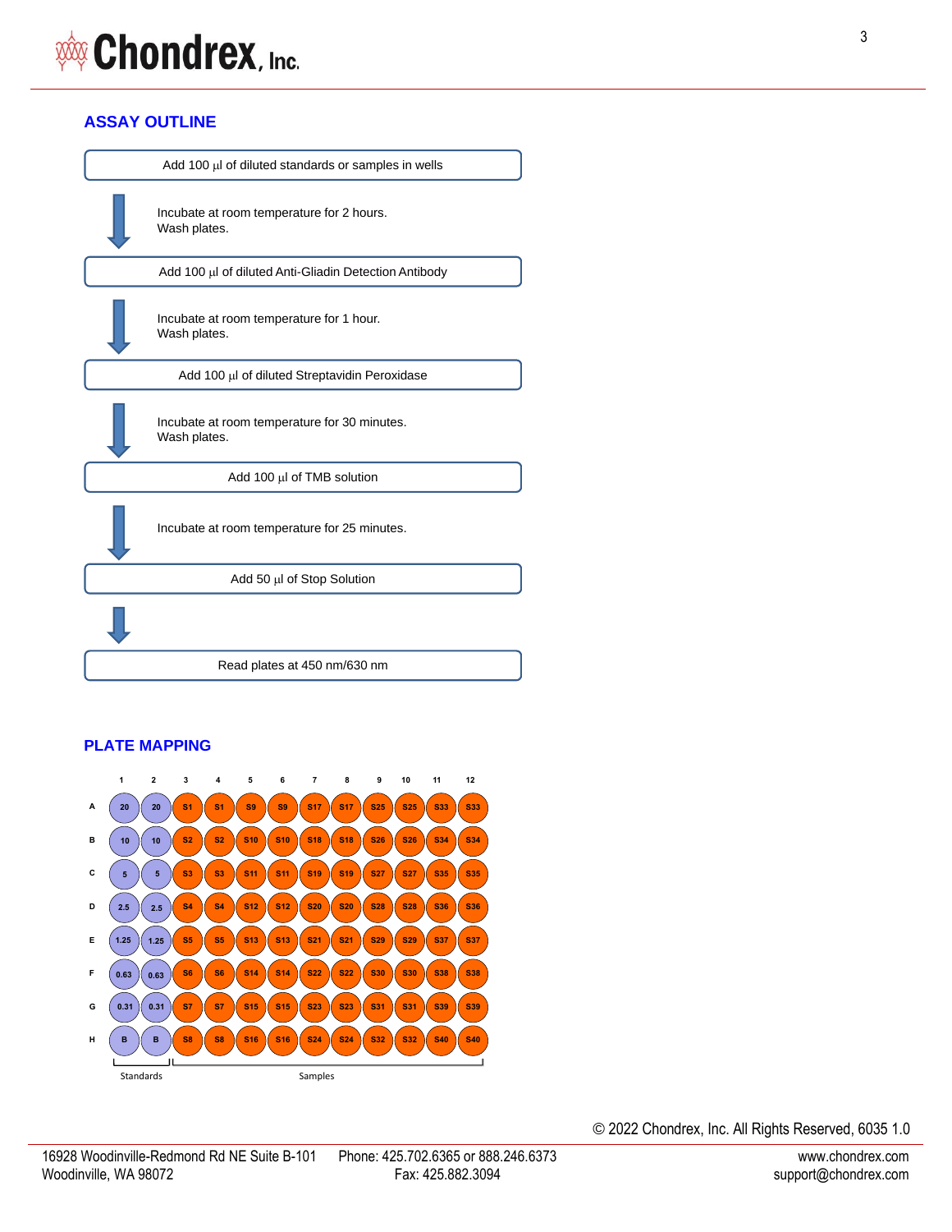## ASSAY OUTLINE

Add 100 µl of diluted standards or samples in wells

↓ Incubate at room temperature for 2 hours. Wash plates.

Add 100 µl of diluted Anti-Gliadin Detection Antibody

↓ Incubate at room temperature for 1 hour. Wash plates.

Add 100 µl of diluted Streptavidin Peroxidase

↓ Incubate at room temperature for 30 minutes. Wash plates.

Add 100 µl of TMB solution

↓ Incubate at room temperature for 25 minutes.

Add 50 µl of Stop Solution

↓

Read plates at 450 nm/630 nm

## PLATE MAPPING

| | 1 | 2 | 3 | 4 | 5 | 6 | 7 | 8 | 9 | 10 | 11 | 12 |
|---|---|---|---|---|---|---|---|---|---|---|---|---|
| A | 20 | 20 | S1 | S1 | S9 | S9 | S17 | S17 | S25 | S25 | S33 | S33 |
| B | 10 | 10 | S2 | S2 | S10 | S10 | S18 | S18 | S26 | S26 | S34 | S34 |
| C | 5 | 5 | S3 | S3 | S11 | S11 | S19 | S19 | S27 | S27 | S35 | S35 |
| D | 2.5 | 2.5 | S4 | S4 | S12 | S12 | S20 | S20 | S28 | S28 | S36 | S36 |
| E | 1.25 | 1.25 | S5 | S5 | S13 | S13 | S21 | S21 | S29 | S29 | S37 | S37 |
| F | 0.63 | 0.63 | S6 | S6 | S14 | S14 | S22 | S22 | S30 | S30 | S38 | S38 |
| G | 0.31 | 0.31 | S7 | S7 | S15 | S15 | S23 | S23 | S31 | S31 | S39 | S39 |
| H | B | B | S8 | S8 | S16 | S16 | S24 | S24 | S32 | S32 | S40 | S40 |

Standards (columns 1–2); Samples (columns 3–12)

© 2022 Chondrex, Inc. All Rights Reserved, 6035 1.0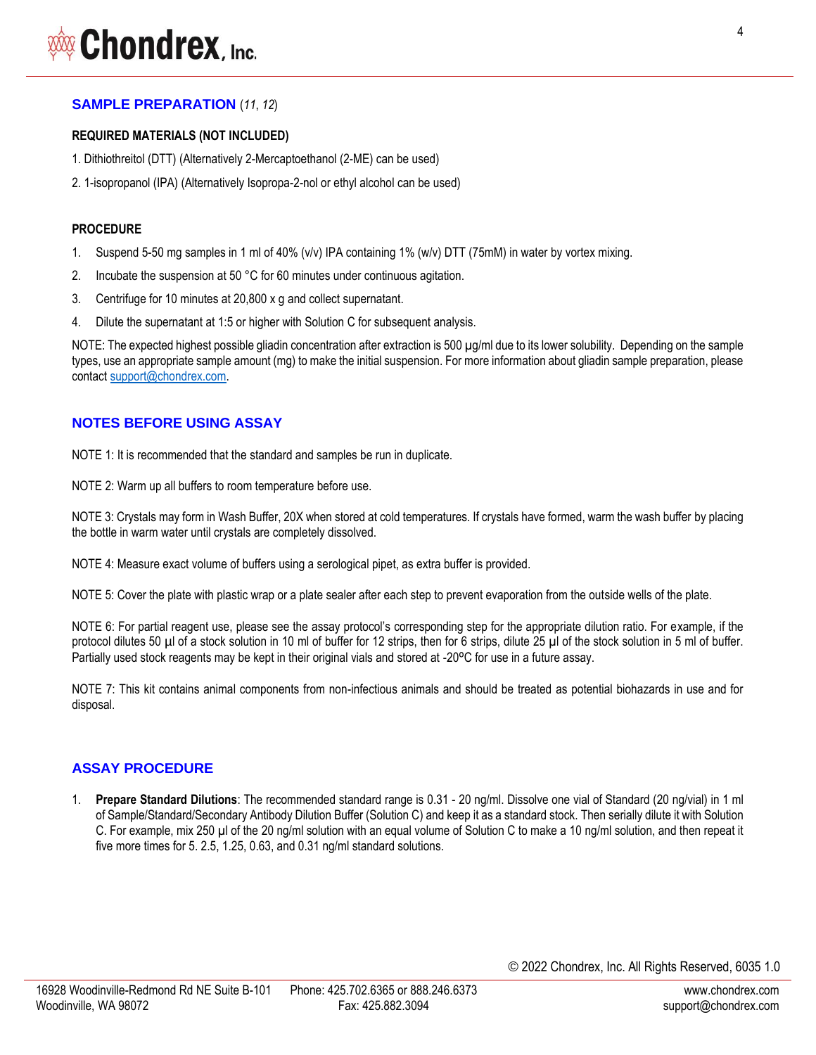## SAMPLE PREPARATION (*11*, *12*)

**REQUIRED MATERIALS (NOT INCLUDED)**

1. Dithiothreitol (DTT) (Alternatively 2-Mercaptoethanol (2-ME) can be used)

2. 1-isopropanol (IPA) (Alternatively Isopropa-2-nol or ethyl alcohol can be used)

**PROCEDURE**

1. Suspend 5-50 mg samples in 1 ml of 40% (v/v) IPA containing 1% (w/v) DTT (75mM) in water by vortex mixing.
2. Incubate the suspension at 50 °C for 60 minutes under continuous agitation.
3. Centrifuge for 10 minutes at 20,800 x g and collect supernatant.
4. Dilute the supernatant at 1:5 or higher with Solution C for subsequent analysis.

NOTE: The expected highest possible gliadin concentration after extraction is 500 µg/ml due to its lower solubility. Depending on the sample types, use an appropriate sample amount (mg) to make the initial suspension. For more information about gliadin sample preparation, please contact support@chondrex.com.

## NOTES BEFORE USING ASSAY

NOTE 1: It is recommended that the standard and samples be run in duplicate.

NOTE 2: Warm up all buffers to room temperature before use.

NOTE 3: Crystals may form in Wash Buffer, 20X when stored at cold temperatures. If crystals have formed, warm the wash buffer by placing the bottle in warm water until crystals are completely dissolved.

NOTE 4: Measure exact volume of buffers using a serological pipet, as extra buffer is provided.

NOTE 5: Cover the plate with plastic wrap or a plate sealer after each step to prevent evaporation from the outside wells of the plate.

NOTE 6: For partial reagent use, please see the assay protocol's corresponding step for the appropriate dilution ratio. For example, if the protocol dilutes 50 µl of a stock solution in 10 ml of buffer for 12 strips, then for 6 strips, dilute 25 µl of the stock solution in 5 ml of buffer. Partially used stock reagents may be kept in their original vials and stored at -20ºC for use in a future assay.

NOTE 7: This kit contains animal components from non-infectious animals and should be treated as potential biohazards in use and for disposal.

## ASSAY PROCEDURE

1. **Prepare Standard Dilutions**: The recommended standard range is 0.31 - 20 ng/ml. Dissolve one vial of Standard (20 ng/vial) in 1 ml of Sample/Standard/Secondary Antibody Dilution Buffer (Solution C) and keep it as a standard stock. Then serially dilute it with Solution C. For example, mix 250 µl of the 20 ng/ml solution with an equal volume of Solution C to make a 10 ng/ml solution, and then repeat it five more times for 5. 2.5, 1.25, 0.63, and 0.31 ng/ml standard solutions.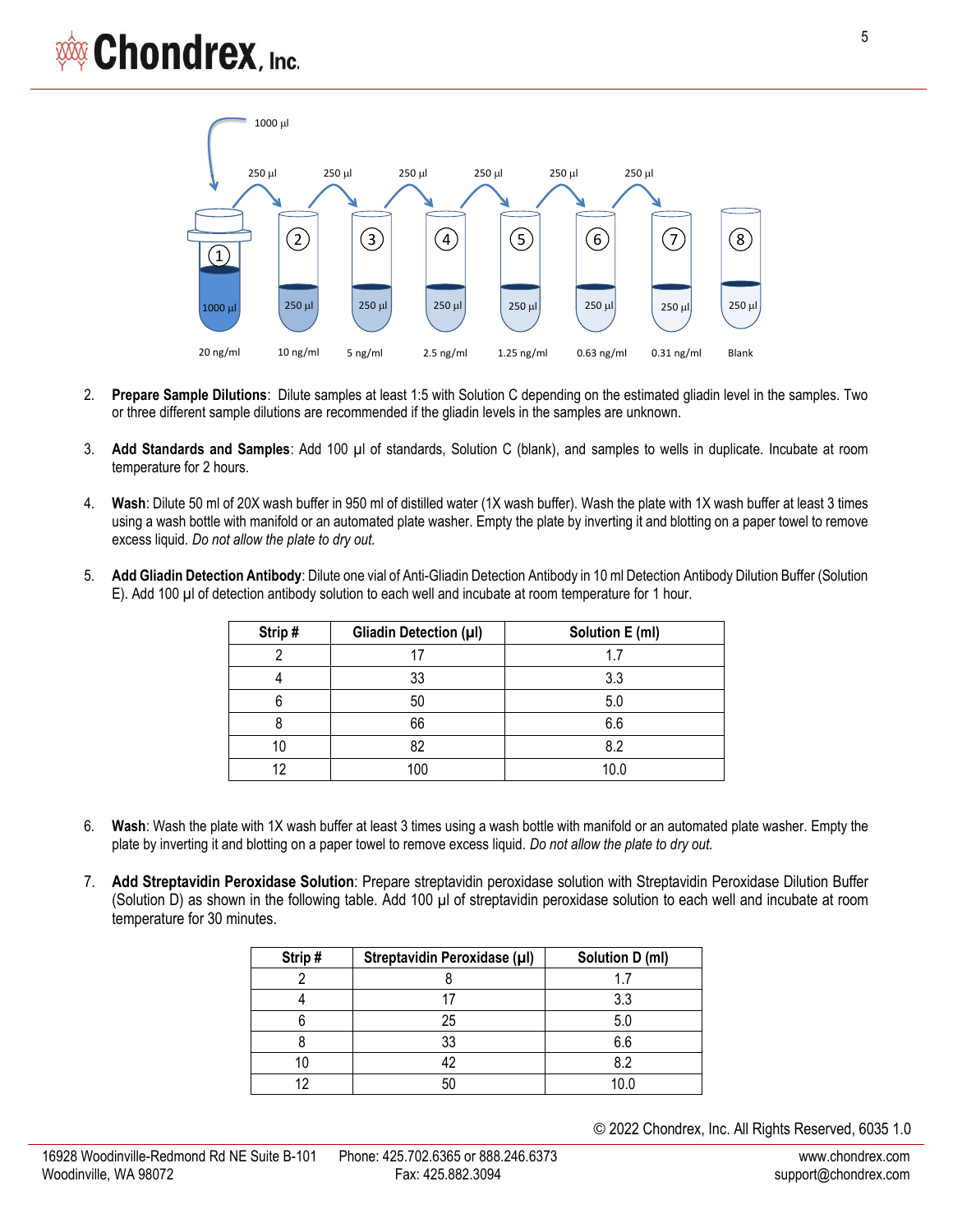2. **Prepare Sample Dilutions**: Dilute samples at least 1:5 with Solution C depending on the estimated gliadin level in the samples. Two or three different sample dilutions are recommended if the gliadin levels in the samples are unknown.

3. **Add Standards and Samples**: Add 100 µl of standards, Solution C (blank), and samples to wells in duplicate. Incubate at room temperature for 2 hours.

4. **Wash**: Dilute 50 ml of 20X wash buffer in 950 ml of distilled water (1X wash buffer). Wash the plate with 1X wash buffer at least 3 times using a wash bottle with manifold or an automated plate washer. Empty the plate by inverting it and blotting on a paper towel to remove excess liquid. *Do not allow the plate to dry out.*

5. **Add Gliadin Detection Antibody**: Dilute one vial of Anti-Gliadin Detection Antibody in 10 ml Detection Antibody Dilution Buffer (Solution E). Add 100 µl of detection antibody solution to each well and incubate at room temperature for 1 hour.

| Strip # | Gliadin Detection (µl) | Solution E (ml) |
|---|---|---|
| 2 | 17 | 1.7 |
| 4 | 33 | 3.3 |
| 6 | 50 | 5.0 |
| 8 | 66 | 6.6 |
| 10 | 82 | 8.2 |
| 12 | 100 | 10.0 |

6. **Wash**: Wash the plate with 1X wash buffer at least 3 times using a wash bottle with manifold or an automated plate washer. Empty the plate by inverting it and blotting on a paper towel to remove excess liquid. *Do not allow the plate to dry out.*

7. **Add Streptavidin Peroxidase Solution**: Prepare streptavidin peroxidase solution with Streptavidin Peroxidase Dilution Buffer (Solution D) as shown in the following table. Add 100 µl of streptavidin peroxidase solution to each well and incubate at room temperature for 30 minutes.

| Strip # | Streptavidin Peroxidase (µl) | Solution D (ml) |
|---|---|---|
| 2 | 8 | 1.7 |
| 4 | 17 | 3.3 |
| 6 | 25 | 5.0 |
| 8 | 33 | 6.6 |
| 10 | 42 | 8.2 |
| 12 | 50 | 10.0 |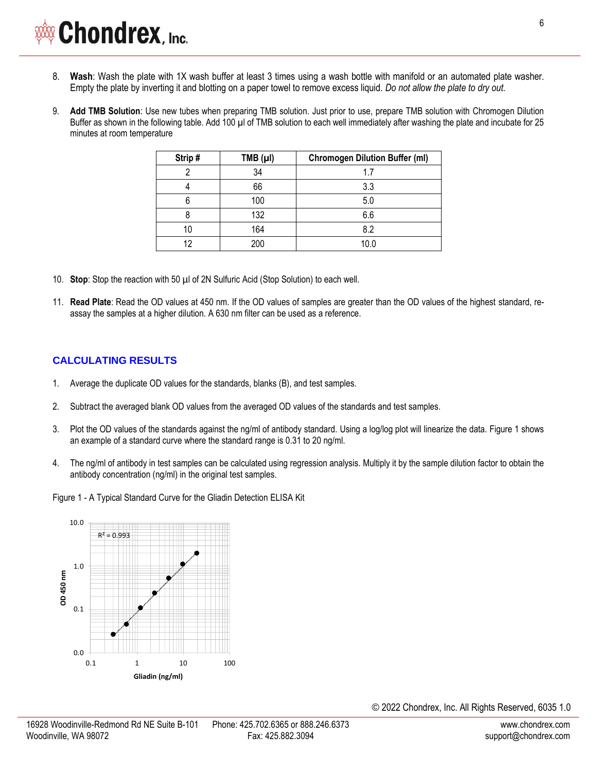8. **Wash**: Wash the plate with 1X wash buffer at least 3 times using a wash bottle with manifold or an automated plate washer. Empty the plate by inverting it and blotting on a paper towel to remove excess liquid. *Do not allow the plate to dry out.*

9. **Add TMB Solution**: Use new tubes when preparing TMB solution. Just prior to use, prepare TMB solution with Chromogen Dilution Buffer as shown in the following table. Add 100 µl of TMB solution to each well immediately after washing the plate and incubate for 25 minutes at room temperature

| Strip # | TMB (µl) | Chromogen Dilution Buffer (ml) |
|---|---|---|
| 2 | 34 | 1.7 |
| 4 | 66 | 3.3 |
| 6 | 100 | 5.0 |
| 8 | 132 | 6.6 |
| 10 | 164 | 8.2 |
| 12 | 200 | 10.0 |

10. **Stop**: Stop the reaction with 50 µl of 2N Sulfuric Acid (Stop Solution) to each well.

11. **Read Plate**: Read the OD values at 450 nm. If the OD values of samples are greater than the OD values of the highest standard, re-assay the samples at a higher dilution. A 630 nm filter can be used as a reference.

## CALCULATING RESULTS

1. Average the duplicate OD values for the standards, blanks (B), and test samples.

2. Subtract the averaged blank OD values from the averaged OD values of the standards and test samples.

3. Plot the OD values of the standards against the ng/ml of antibody standard. Using a log/log plot will linearize the data. Figure 1 shows an example of a standard curve where the standard range is 0.31 to 20 ng/ml.

4. The ng/ml of antibody in test samples can be calculated using regression analysis. Multiply it by the sample dilution factor to obtain the antibody concentration (ng/ml) in the original test samples.

Figure 1 - A Typical Standard Curve for the Gliadin Detection ELISA Kit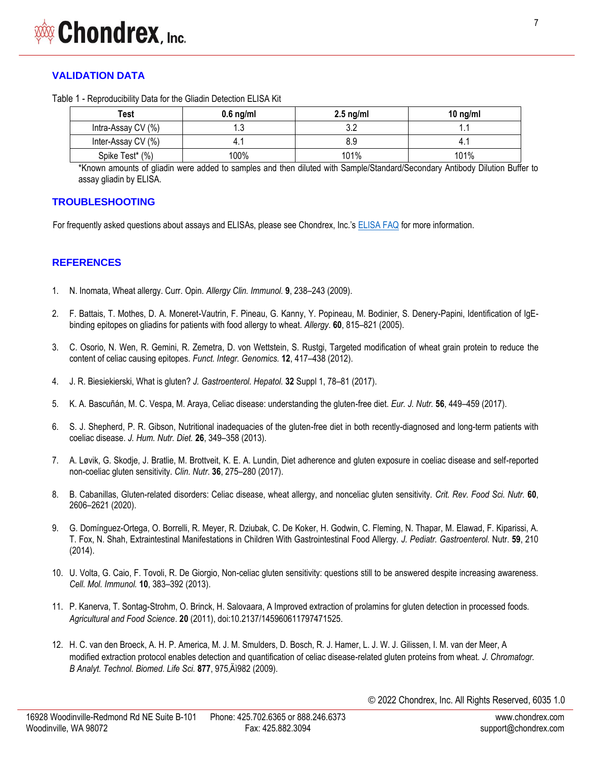## VALIDATION DATA

Table 1 - Reproducibility Data for the Gliadin Detection ELISA Kit

| Test | 0.6 ng/ml | 2.5 ng/ml | 10 ng/ml |
|---|---|---|---|
| Intra-Assay CV (%) | 1.3 | 3.2 | 1.1 |
| Inter-Assay CV (%) | 4.1 | 8.9 | 4.1 |
| Spike Test* (%) | 100% | 101% | 101% |

*Known amounts of gliadin were added to samples and then diluted with Sample/Standard/Secondary Antibody Dilution Buffer to assay gliadin by ELISA.

## TROUBLESHOOTING

For frequently asked questions about assays and ELISAs, please see Chondrex, Inc.'s ELISA FAQ for more information.

## REFERENCES

1. N. Inomata, Wheat allergy. Curr. Opin. *Allergy Clin. Immunol.* **9**, 238–243 (2009).
2. F. Battais, T. Mothes, D. A. Moneret-Vautrin, F. Pineau, G. Kanny, Y. Popineau, M. Bodinier, S. Denery-Papini, Identification of IgE-binding epitopes on gliadins for patients with food allergy to wheat. *Allergy*. **60**, 815–821 (2005).
3. C. Osorio, N. Wen, R. Gemini, R. Zemetra, D. von Wettstein, S. Rustgi, Targeted modification of wheat grain protein to reduce the content of celiac causing epitopes. *Funct. Integr. Genomics.* **12**, 417–438 (2012).
4. J. R. Biesiekierski, What is gluten? *J. Gastroenterol. Hepatol.* **32** Suppl 1, 78–81 (2017).
5. K. A. Bascuñán, M. C. Vespa, M. Araya, Celiac disease: understanding the gluten-free diet. *Eur. J. Nutr.* **56**, 449–459 (2017).
6. S. J. Shepherd, P. R. Gibson, Nutritional inadequacies of the gluten-free diet in both recently-diagnosed and long-term patients with coeliac disease. *J. Hum. Nutr. Diet.* **26**, 349–358 (2013).
7. A. Løvik, G. Skodje, J. Bratlie, M. Brottveit, K. E. A. Lundin, Diet adherence and gluten exposure in coeliac disease and self-reported non-coeliac gluten sensitivity. *Clin. Nutr*. **36**, 275–280 (2017).
8. B. Cabanillas, Gluten-related disorders: Celiac disease, wheat allergy, and nonceliac gluten sensitivity. *Crit. Rev. Food Sci. Nutr.* **60**, 2606–2621 (2020).
9. G. Domínguez-Ortega, O. Borrelli, R. Meyer, R. Dziubak, C. De Koker, H. Godwin, C. Fleming, N. Thapar, M. Elawad, F. Kiparissi, A. T. Fox, N. Shah, Extraintestinal Manifestations in Children With Gastrointestinal Food Allergy. *J. Pediatr. Gastroenterol.* Nutr. **59**, 210 (2014).
10. U. Volta, G. Caio, F. Tovoli, R. De Giorgio, Non-celiac gluten sensitivity: questions still to be answered despite increasing awareness. *Cell. Mol. Immunol.* **10**, 383–392 (2013).
11. P. Kanerva, T. Sontag-Strohm, O. Brinck, H. Salovaara, A Improved extraction of prolamins for gluten detection in processed foods. *Agricultural and Food Science*. **20** (2011), doi:10.2137/145960611797471525.
12. H. C. van den Broeck, A. H. P. America, M. J. M. Smulders, D. Bosch, R. J. Hamer, L. J. W. J. Gilissen, I. M. van der Meer, A modified extraction protocol enables detection and quantification of celiac disease-related gluten proteins from wheat. *J. Chromatogr. B Analyt. Technol. Biomed. Life Sci.* **877**, 975‚Äì982 (2009).

© 2022 Chondrex, Inc. All Rights Reserved, 6035 1.0